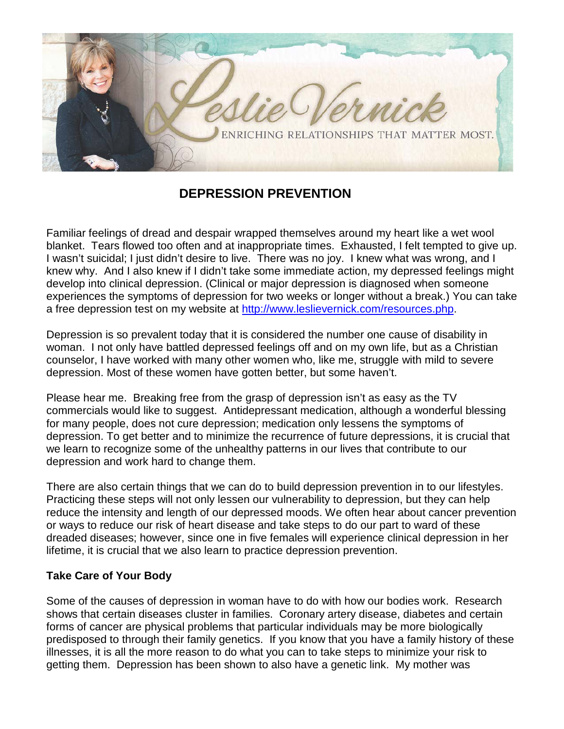Leslie Vernick

ENRICHING RELATIONSHIPS THAT MATTER MOST.

## DEPRESSION PREVENTION

Familiar feelings of dread and despair wrapped themselves around my heart like a wet wool blanket. Tears flowed too often and at inappropriate times. Exhausted, I felt tempted to give up. I wasn't suicidal; I just didn't desire to live. There was no joy. I knew what was wrong, and I knew why. And I also knew if I didn't take some immediate action, my depressed feelings might develop into clinical depression. (Clinical or major depression is diagnosed when someone experiences the symptoms of depression for two weeks or longer without a break.) You can take a free depression test on my website at [http://www.leslievernick.com/resources.php](http://www.leslievernick.com/resources.php).

Depression is so prevalent today that it is considered the number one cause of disability in woman. I not only have battled depressed feelings off and on my own life, but as a Christian counselor, I have worked with many other women who, like me, struggle with mild to severe depression. Most of these women have gotten better, but some haven't.

Please hear me. Breaking free from the grasp of depression isn't as easy as the TV commercials would like to suggest. Antidepressant medication, although a wonderful blessing for many people, does not cure depression; medication only lessens the symptoms of depression. To get better and to minimize the recurrence of future depressions, it is crucial that we learn to recognize some of the unhealthy patterns in our lives that contribute to our depression and work hard to change them.

There are also certain things that we can do to build depression prevention in to our lifestyles. Practicing these steps will not only lessen our vulnerability to depression, but they can help reduce the intensity and length of our depressed moods. We often hear about cancer prevention or ways to reduce our risk of heart disease and take steps to do our part to ward of these dreaded diseases; however, since one in five females will experience clinical depression in her lifetime, it is crucial that we also learn to practice depression prevention.

**Take Care of Your Body**

Some of the causes of depression in woman have to do with how our bodies work. Research shows that certain diseases cluster in families. Coronary artery disease, diabetes and certain forms of cancer are physical problems that particular individuals may be more biologically predisposed to through their family genetics. If you know that you have a family history of these illnesses, it is all the more reason to do what you can to take steps to minimize your risk to getting them. Depression has been shown to also have a genetic link. My mother was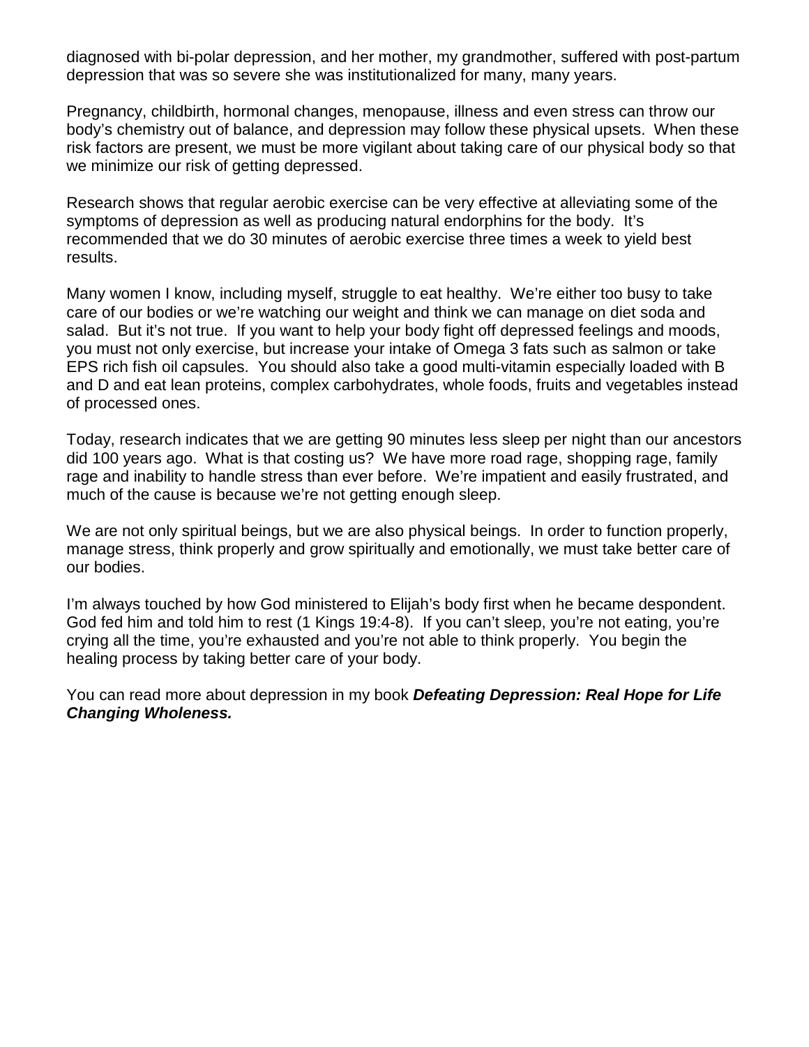diagnosed with bi-polar depression, and her mother, my grandmother, suffered with post-partum depression that was so severe she was institutionalized for many, many years.

Pregnancy, childbirth, hormonal changes, menopause, illness and even stress can throw our body's chemistry out of balance, and depression may follow these physical upsets. When these risk factors are present, we must be more vigilant about taking care of our physical body so that we minimize our risk of getting depressed.

Research shows that regular aerobic exercise can be very effective at alleviating some of the symptoms of depression as well as producing natural endorphins for the body. It's recommended that we do 30 minutes of aerobic exercise three times a week to yield best results.

Many women I know, including myself, struggle to eat healthy. We're either too busy to take care of our bodies or we're watching our weight and think we can manage on diet soda and salad. But it's not true. If you want to help your body fight off depressed feelings and moods, you must not only exercise, but increase your intake of Omega 3 fats such as salmon or take EPS rich fish oil capsules. You should also take a good multi-vitamin especially loaded with B and D and eat lean proteins, complex carbohydrates, whole foods, fruits and vegetables instead of processed ones.

Today, research indicates that we are getting 90 minutes less sleep per night than our ancestors did 100 years ago. What is that costing us? We have more road rage, shopping rage, family rage and inability to handle stress than ever before. We're impatient and easily frustrated, and much of the cause is because we're not getting enough sleep.

We are not only spiritual beings, but we are also physical beings. In order to function properly, manage stress, think properly and grow spiritually and emotionally, we must take better care of our bodies.

I'm always touched by how God ministered to Elijah's body first when he became despondent. God fed him and told him to rest (1 Kings 19:4-8). If you can't sleep, you're not eating, you're crying all the time, you're exhausted and you're not able to think properly. You begin the healing process by taking better care of your body.

You can read more about depression in my book ***Defeating Depression: Real Hope for Life Changing Wholeness.***